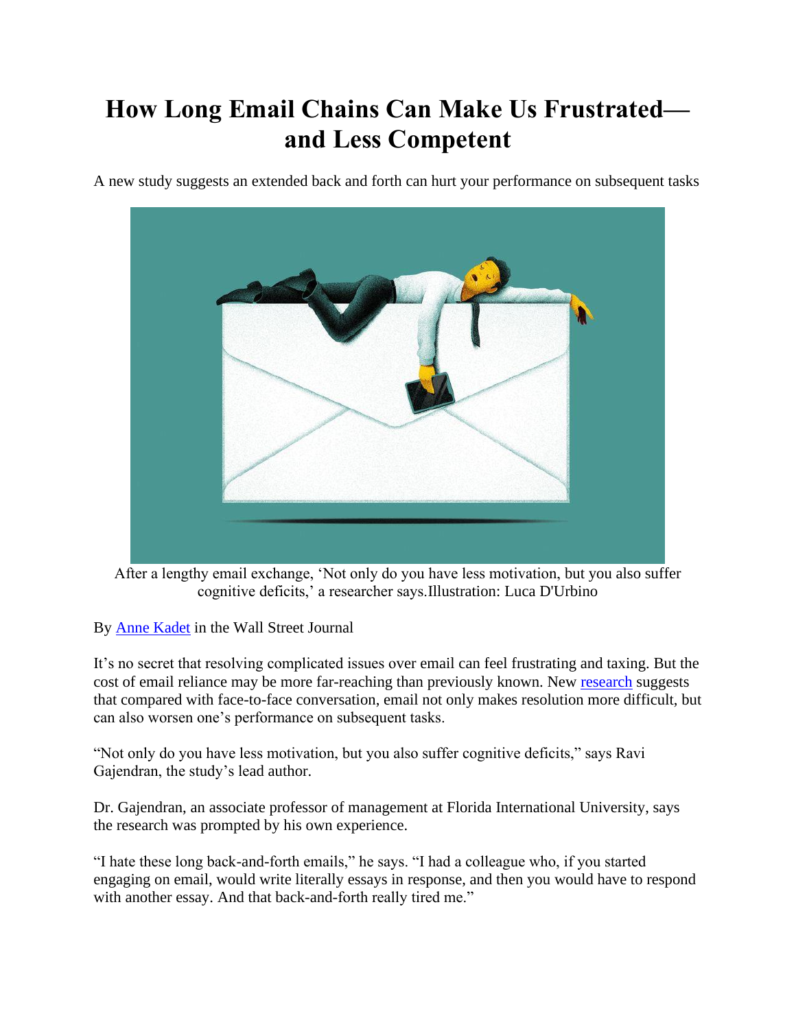# How Long Email Chains Can Make Us Frustrated—and Less Competent

A new study suggests an extended back and forth can hurt your performance on subsequent tasks

After a lengthy email exchange, 'Not only do you have less motivation, but you also suffer cognitive deficits,' a researcher says.Illustration: Luca D'Urbino

By Anne Kadet in the Wall Street Journal

It's no secret that resolving complicated issues over email can feel frustrating and taxing. But the cost of email reliance may be more far-reaching than previously known. New research suggests that compared with face-to-face conversation, email not only makes resolution more difficult, but can also worsen one's performance on subsequent tasks.

"Not only do you have less motivation, but you also suffer cognitive deficits," says Ravi Gajendran, the study's lead author.

Dr. Gajendran, an associate professor of management at Florida International University, says the research was prompted by his own experience.

"I hate these long back-and-forth emails," he says. "I had a colleague who, if you started engaging on email, would write literally essays in response, and then you would have to respond with another essay. And that back-and-forth really tired me."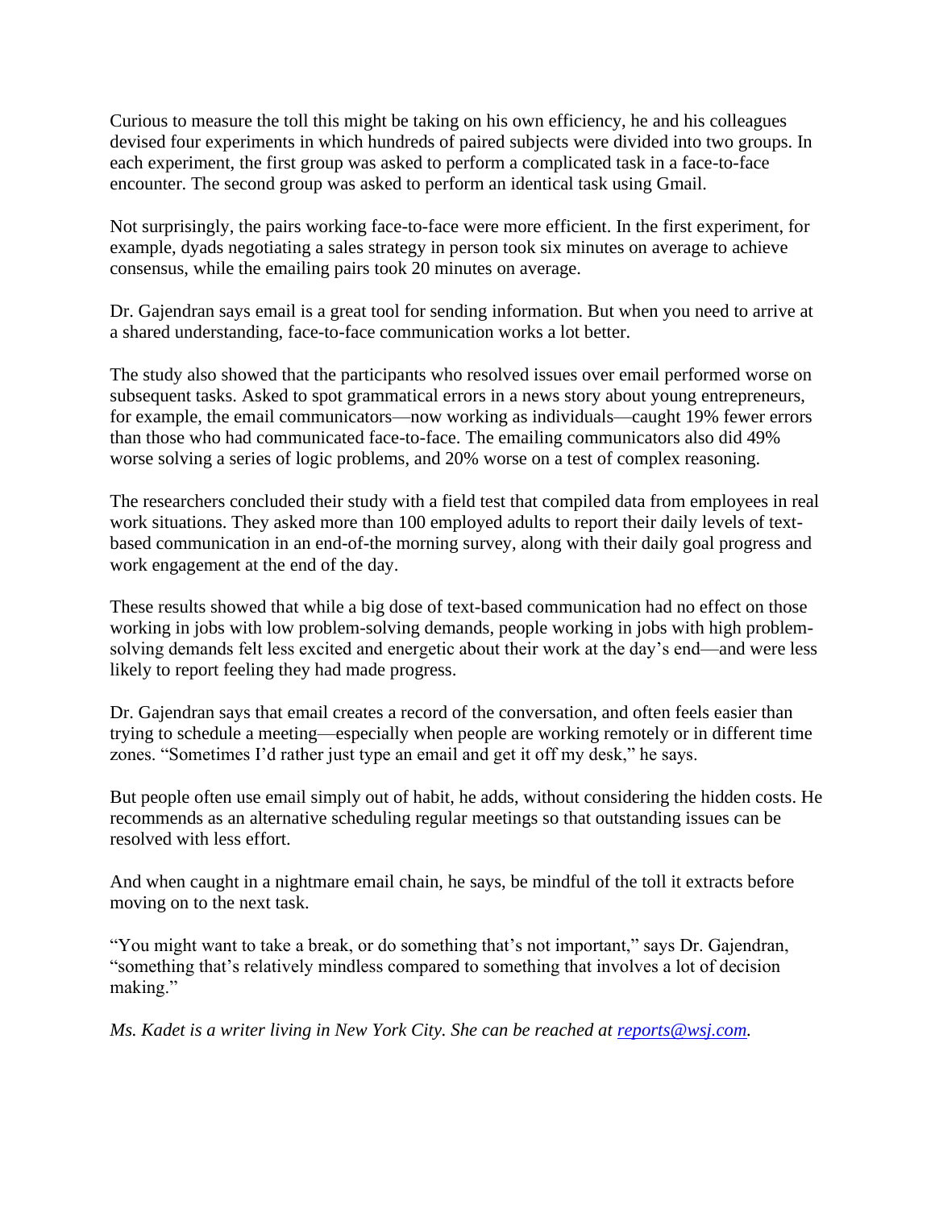Curious to measure the toll this might be taking on his own efficiency, he and his colleagues devised four experiments in which hundreds of paired subjects were divided into two groups. In each experiment, the first group was asked to perform a complicated task in a face-to-face encounter. The second group was asked to perform an identical task using Gmail.

Not surprisingly, the pairs working face-to-face were more efficient. In the first experiment, for example, dyads negotiating a sales strategy in person took six minutes on average to achieve consensus, while the emailing pairs took 20 minutes on average.

Dr. Gajendran says email is a great tool for sending information. But when you need to arrive at a shared understanding, face-to-face communication works a lot better.

The study also showed that the participants who resolved issues over email performed worse on subsequent tasks. Asked to spot grammatical errors in a news story about young entrepreneurs, for example, the email communicators—now working as individuals—caught 19% fewer errors than those who had communicated face-to-face. The emailing communicators also did 49% worse solving a series of logic problems, and 20% worse on a test of complex reasoning.

The researchers concluded their study with a field test that compiled data from employees in real work situations. They asked more than 100 employed adults to report their daily levels of text-based communication in an end-of-the morning survey, along with their daily goal progress and work engagement at the end of the day.

These results showed that while a big dose of text-based communication had no effect on those working in jobs with low problem-solving demands, people working in jobs with high problem-solving demands felt less excited and energetic about their work at the day's end—and were less likely to report feeling they had made progress.

Dr. Gajendran says that email creates a record of the conversation, and often feels easier than trying to schedule a meeting—especially when people are working remotely or in different time zones. "Sometimes I'd rather just type an email and get it off my desk," he says.

But people often use email simply out of habit, he adds, without considering the hidden costs. He recommends as an alternative scheduling regular meetings so that outstanding issues can be resolved with less effort.

And when caught in a nightmare email chain, he says, be mindful of the toll it extracts before moving on to the next task.

"You might want to take a break, or do something that's not important," says Dr. Gajendran, "something that's relatively mindless compared to something that involves a lot of decision making."

*Ms. Kadet is a writer living in New York City. She can be reached at [reports@wsj.com](mailto:reports@wsj.com).*